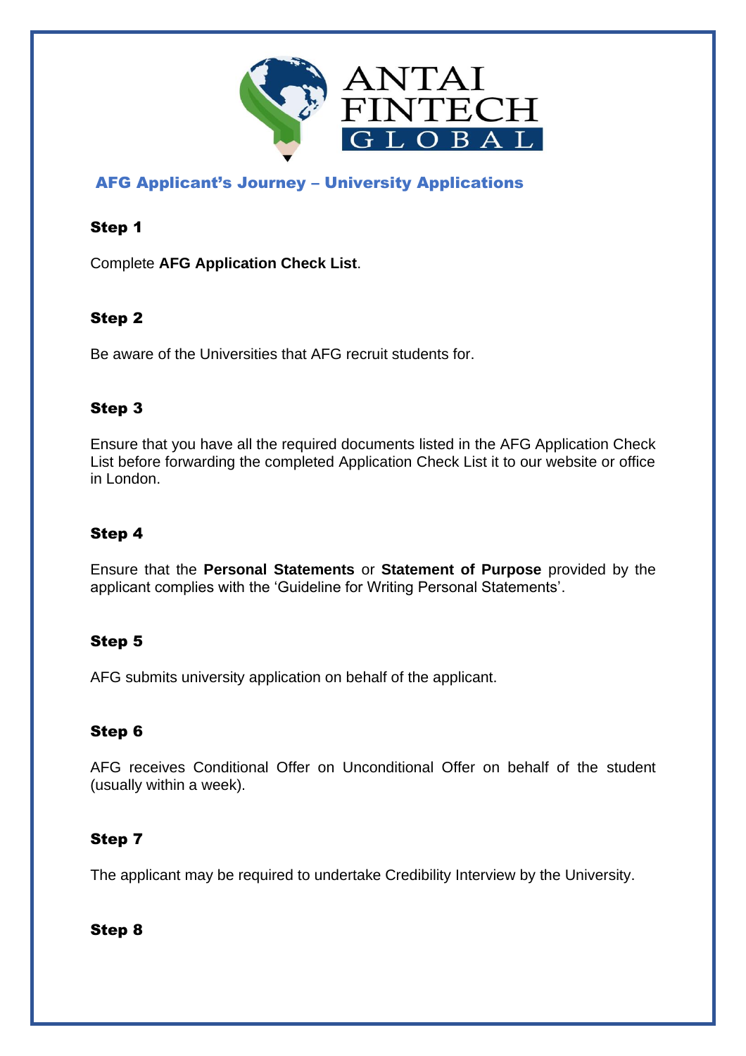ANTAI FINTECH GLOBAL

## AFG Applicant's Journey – University Applications

### Step 1

Complete **AFG Application Check List**.

### Step 2

Be aware of the Universities that AFG recruit students for.

### Step 3

Ensure that you have all the required documents listed in the AFG Application Check List before forwarding the completed Application Check List it to our website or office in London.

### Step 4

Ensure that the **Personal Statements** or **Statement of Purpose** provided by the applicant complies with the 'Guideline for Writing Personal Statements'.

### Step 5

AFG submits university application on behalf of the applicant.

### Step 6

AFG receives Conditional Offer on Unconditional Offer on behalf of the student (usually within a week).

### Step 7

The applicant may be required to undertake Credibility Interview by the University.

### Step 8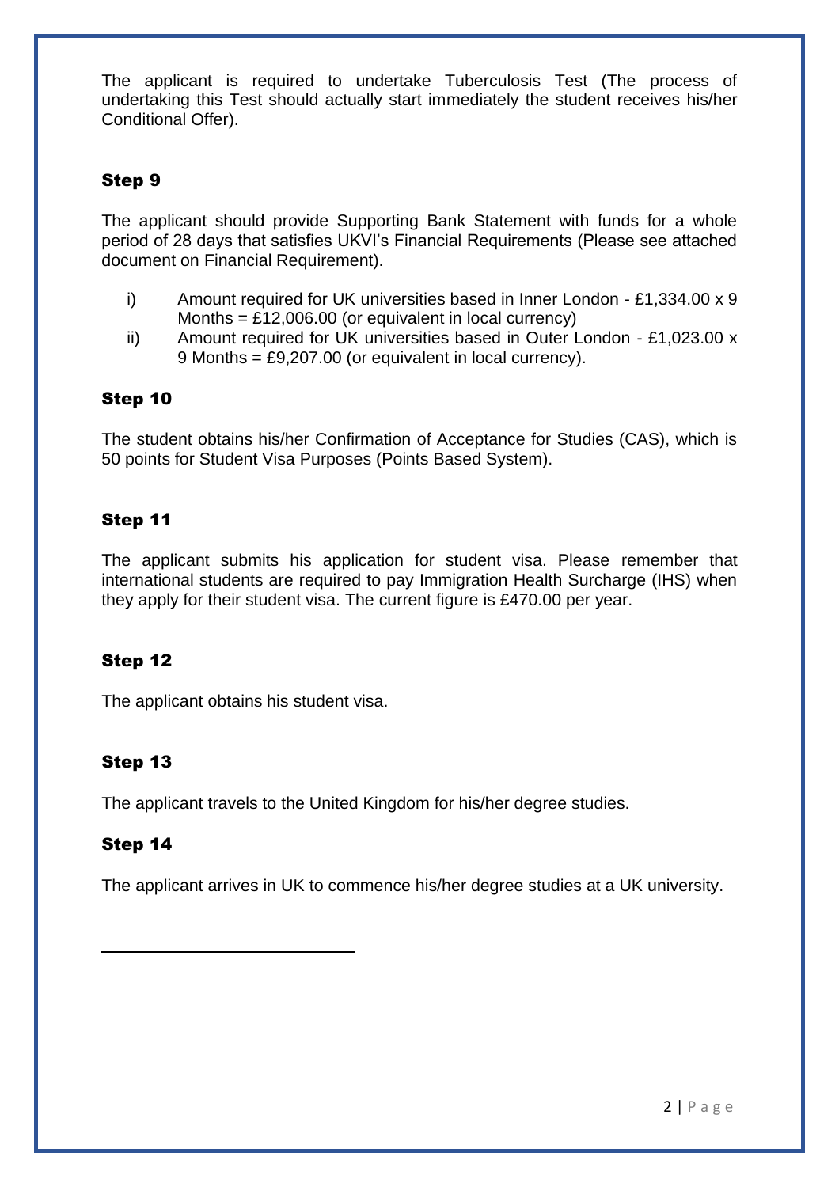The applicant is required to undertake Tuberculosis Test (The process of undertaking this Test should actually start immediately the student receives his/her Conditional Offer).

## Step 9

The applicant should provide Supporting Bank Statement with funds for a whole period of 28 days that satisfies UKVI's Financial Requirements (Please see attached document on Financial Requirement).

i) Amount required for UK universities based in Inner London - £1,334.00 x 9 Months = £12,006.00 (or equivalent in local currency)

ii) Amount required for UK universities based in Outer London - £1,023.00 x 9 Months = £9,207.00 (or equivalent in local currency).

## Step 10

The student obtains his/her Confirmation of Acceptance for Studies (CAS), which is 50 points for Student Visa Purposes (Points Based System).

## Step 11

The applicant submits his application for student visa. Please remember that international students are required to pay Immigration Health Surcharge (IHS) when they apply for their student visa. The current figure is £470.00 per year.

## Step 12

The applicant obtains his student visa.

## Step 13

The applicant travels to the United Kingdom for his/her degree studies.

## Step 14

The applicant arrives in UK to commence his/her degree studies at a UK university.